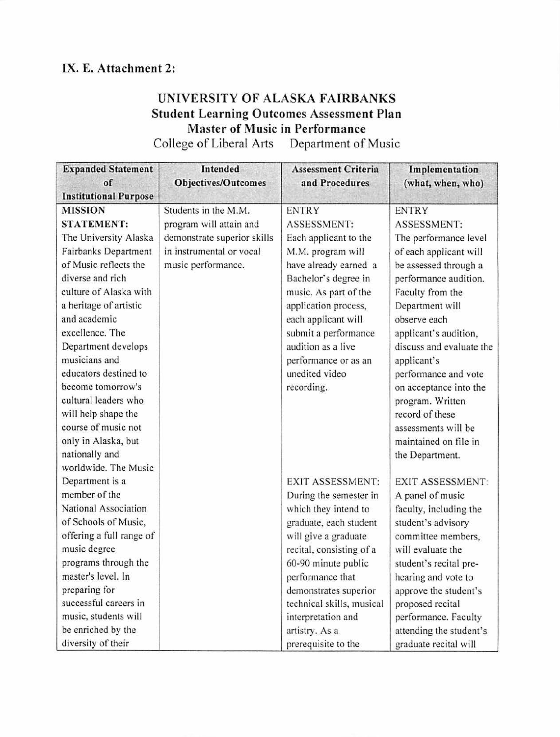# IX. E. Attachment 2:

## UNIVERSITY OF ALASKA FAIRBANKS
## Student Learning Outcomes Assessment Plan
## Master of Music in Performance

College of Liberal Arts    Department of Music

| Expanded Statement of Institutional Purpose | Intended Objectives/Outcomes | Assessment Criteria and Procedures | Implementation (what, when, who) |
|---|---|---|---|
| **MISSION STATEMENT:** The University Alaska Fairbanks Department of Music reflects the diverse and rich culture of Alaska with a heritage of artistic and academic excellence. The Department develops musicians and educators destined to become tomorrow's cultural leaders who will help shape the course of music not only in Alaska, but nationally and worldwide. The Music Department is a member of the National Association of Schools of Music, offering a full range of music degree programs through the master's level. In preparing for successful careers in music, students will be enriched by the diversity of their | Students in the M.M. program will attain and demonstrate superior skills in instrumental or vocal music performance. | ENTRY ASSESSMENT: Each applicant to the M.M. program will have already earned a Bachelor's degree in music. As part of the application process, each applicant will submit a performance audition as a live performance or as an unedited video recording.<br><br>EXIT ASSESSMENT: During the semester in which they intend to graduate, each student will give a graduate recital, consisting of a 60-90 minute public performance that demonstrates superior technical skills, musical interpretation and artistry. As a prerequisite to the | ENTRY ASSESSMENT: The performance level of each applicant will be assessed through a performance audition. Faculty from the Department will observe each applicant's audition, discuss and evaluate the applicant's performance and vote on acceptance into the program. Written record of these assessments will be maintained on file in the Department.<br><br>EXIT ASSESSMENT: A panel of music faculty, including the student's advisory committee members, will evaluate the student's recital pre-hearing and vote to approve the student's proposed recital performance. Faculty attending the student's graduate recital will |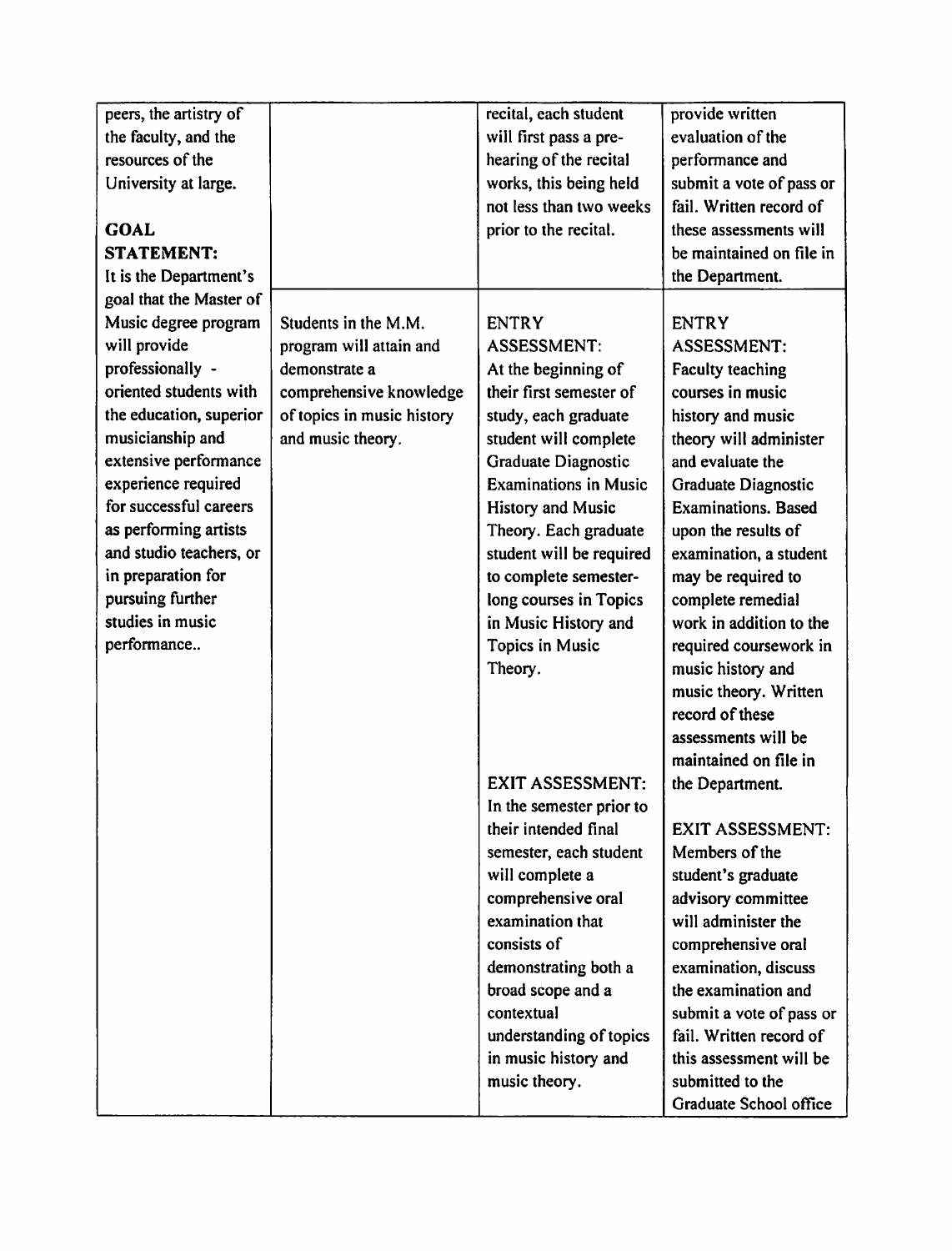| | | | |
|---|---|---|---|
| peers, the artistry of the faculty, and the resources of the University at large.<br><br>**GOAL STATEMENT:**<br>It is the Department's goal that the Master of Music degree program will provide professionally - oriented students with the education, superior musicianship and extensive performance experience required for successful careers as performing artists and studio teachers, or in preparation for pursuing further studies in music performance.. | | recital, each student will first pass a pre-hearing of the recital works, this being held not less than two weeks prior to the recital. | provide written evaluation of the performance and submit a vote of pass or fail. Written record of these assessments will be maintained on file in the Department. |
| | Students in the M.M. program will attain and demonstrate a comprehensive knowledge of topics in music history and music theory. | ENTRY ASSESSMENT:<br>At the beginning of their first semester of study, each graduate student will complete Graduate Diagnostic Examinations in Music History and Music Theory. Each graduate student will be required to complete semester-long courses in Topics in Music History and Topics in Music Theory.<br><br>EXIT ASSESSMENT:<br>In the semester prior to their intended final semester, each student will complete a comprehensive oral examination that consists of demonstrating both a broad scope and a contextual understanding of topics in music history and music theory. | ENTRY ASSESSMENT:<br>Faculty teaching courses in music history and music theory will administer and evaluate the Graduate Diagnostic Examinations. Based upon the results of examination, a student may be required to complete remedial work in addition to the required coursework in music history and music theory. Written record of these assessments will be maintained on file in the Department.<br><br>EXIT ASSESSMENT:<br>Members of the student's graduate advisory committee will administer the comprehensive oral examination, discuss the examination and submit a vote of pass or fail. Written record of this assessment will be submitted to the Graduate School office |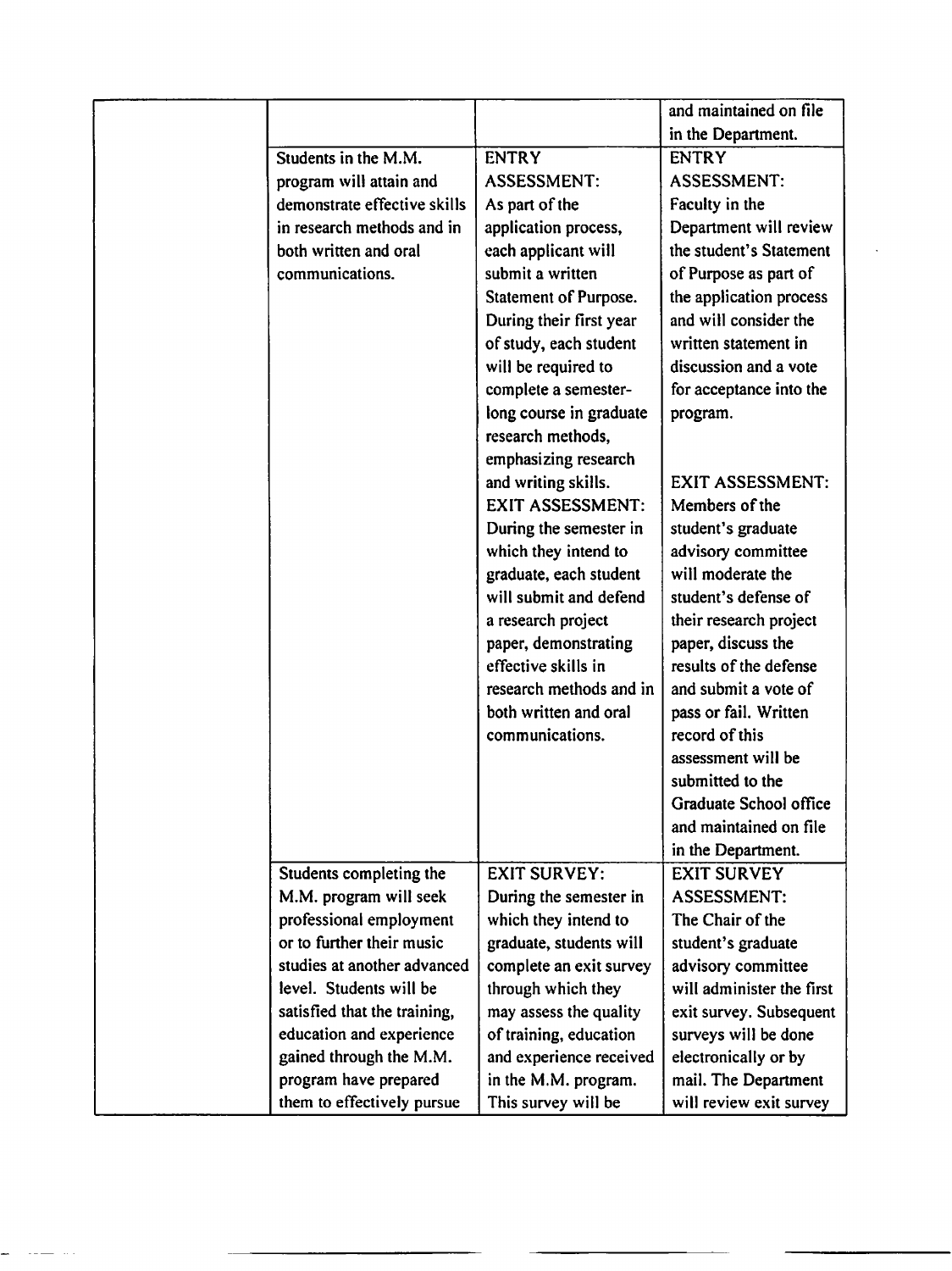| | | | |
|---|---|---|---|
| | | | and maintained on file in the Department. |
| | Students in the M.M. program will attain and demonstrate effective skills in research methods and in both written and oral communications. | ENTRY ASSESSMENT: As part of the application process, each applicant will submit a written Statement of Purpose. During their first year of study, each student will be required to complete a semester-long course in graduate research methods, emphasizing research and writing skills. EXIT ASSESSMENT: During the semester in which they intend to graduate, each student will submit and defend a research project paper, demonstrating effective skills in research methods and in both written and oral communications. | ENTRY ASSESSMENT: Faculty in the Department will review the student's Statement of Purpose as part of the application process and will consider the written statement in discussion and a vote for acceptance into the program. EXIT ASSESSMENT: Members of the student's graduate advisory committee will moderate the student's defense of their research project paper, discuss the results of the defense and submit a vote of pass or fail. Written record of this assessment will be submitted to the Graduate School office and maintained on file in the Department. |
| | Students completing the M.M. program will seek professional employment or to further their music studies at another advanced level. Students will be satisfied that the training, education and experience gained through the M.M. program have prepared them to effectively pursue | EXIT SURVEY: During the semester in which they intend to graduate, students will complete an exit survey through which they may assess the quality of training, education and experience received in the M.M. program. This survey will be | EXIT SURVEY ASSESSMENT: The Chair of the student's graduate advisory committee will administer the first exit survey. Subsequent surveys will be done electronically or by mail. The Department will review exit survey |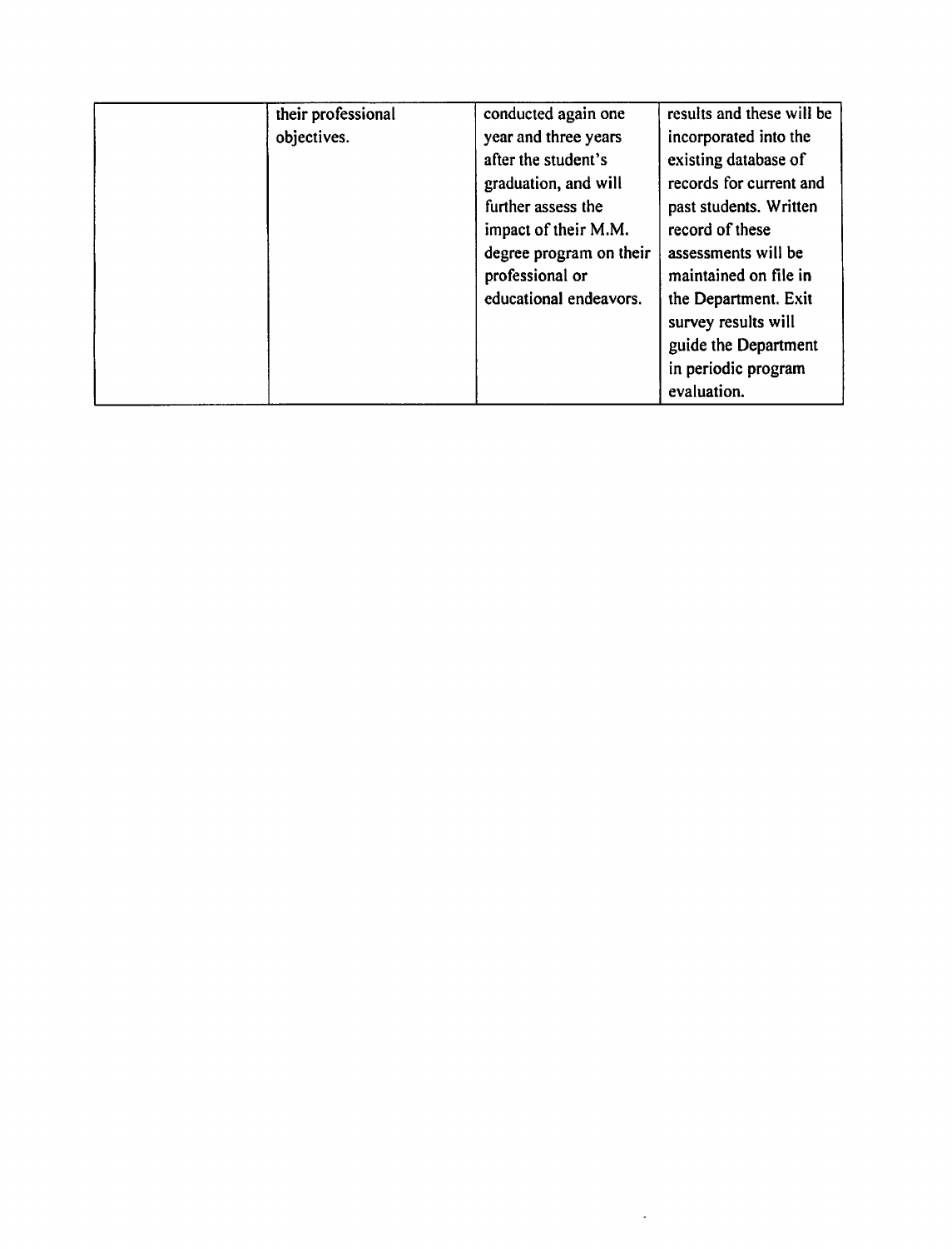| | | | |
|---|---|---|---|
| | their professional objectives. | conducted again one year and three years after the student's graduation, and will further assess the impact of their M.M. degree program on their professional or educational endeavors. | results and these will be incorporated into the existing database of records for current and past students. Written record of these assessments will be maintained on file in the Department. Exit survey results will guide the Department in periodic program evaluation. |